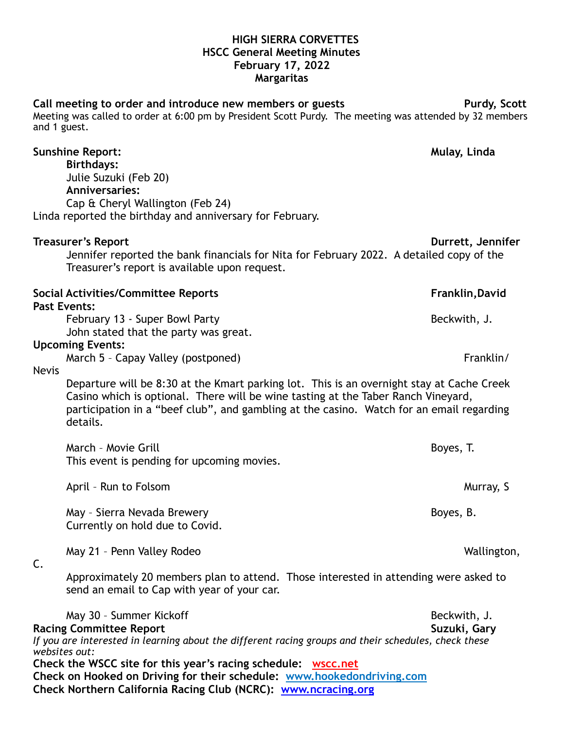# HIGH SIERRA CORVETTES
## HSCC General Meeting Minutes
## February 17, 2022
## Margaritas

**Call meeting to order and introduce new members or guests** — **Purdy, Scott**

Meeting was called to order at 6:00 pm by President Scott Purdy. The meeting was attended by 32 members and 1 guest.

**Sunshine Report:** — **Mulay, Linda**

**Birthdays:**
Julie Suzuki (Feb 20)
**Anniversaries:**
Cap & Cheryl Wallington (Feb 24)

Linda reported the birthday and anniversary for February.

**Treasurer's Report** — **Durrett, Jennifer**

Jennifer reported the bank financials for Nita for February 2022. A detailed copy of the Treasurer's report is available upon request.

**Social Activities/Committee Reports** — **Franklin,David**

**Past Events:**

February 13 - Super Bowl Party — Beckwith, J.
John stated that the party was great.

**Upcoming Events:**

March 5 – Capay Valley (postponed) — Franklin/Nevis
Departure will be 8:30 at the Kmart parking lot. This is an overnight stay at Cache Creek Casino which is optional. There will be wine tasting at the Taber Ranch Vineyard, participation in a "beef club", and gambling at the casino. Watch for an email regarding details.

March – Movie Grill — Boyes, T.
This event is pending for upcoming movies.

April – Run to Folsom — Murray, S

May – Sierra Nevada Brewery — Boyes, B.
Currently on hold due to Covid.

May 21 – Penn Valley Rodeo — Wallington, C.
Approximately 20 members plan to attend. Those interested in attending were asked to send an email to Cap with year of your car.

May 30 – Summer Kickoff — Beckwith, J.

**Racing Committee Report** — **Suzuki, Gary**

*If you are interested in learning about the different racing groups and their schedules, check these websites out:*

**Check the WSCC site for this year's racing schedule: wscc.net**
**Check on Hooked on Driving for their schedule: www.hookedondriving.com**
**Check Northern California Racing Club (NCRC): www.ncracing.org**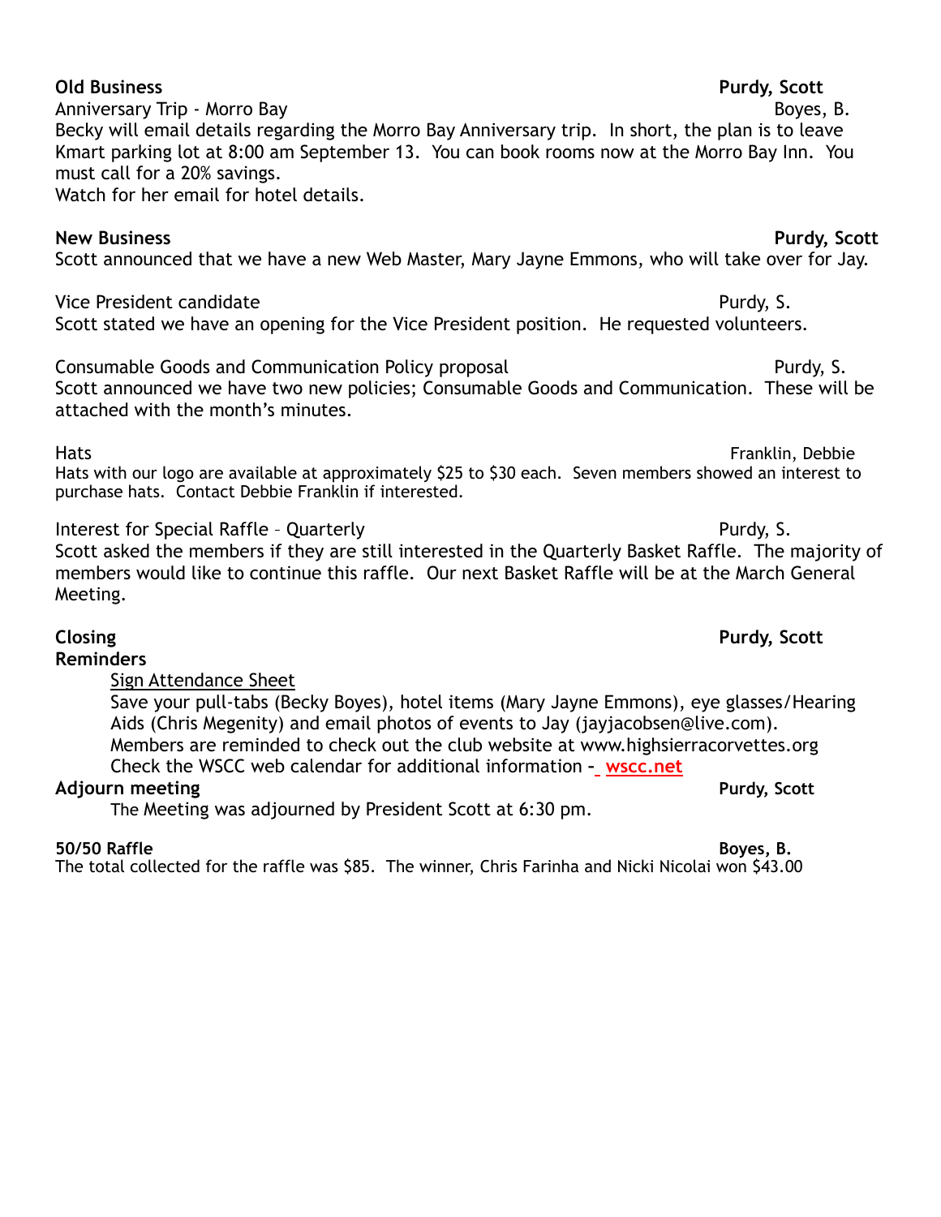**Old Business** **Purdy, Scott**

Anniversary Trip - Morro Bay Boyes, B.

Becky will email details regarding the Morro Bay Anniversary trip. In short, the plan is to leave Kmart parking lot at 8:00 am September 13. You can book rooms now at the Morro Bay Inn. You must call for a 20% savings.

Watch for her email for hotel details.

**New Business** **Purdy, Scott**

Scott announced that we have a new Web Master, Mary Jayne Emmons, who will take over for Jay.

Vice President candidate Purdy, S.

Scott stated we have an opening for the Vice President position. He requested volunteers.

Consumable Goods and Communication Policy proposal Purdy, S.

Scott announced we have two new policies; Consumable Goods and Communication. These will be attached with the month's minutes.

Hats Franklin, Debbie

Hats with our logo are available at approximately $25 to $30 each. Seven members showed an interest to purchase hats. Contact Debbie Franklin if interested.

Interest for Special Raffle – Quarterly Purdy, S.

Scott asked the members if they are still interested in the Quarterly Basket Raffle. The majority of members would like to continue this raffle. Our next Basket Raffle will be at the March General Meeting.

**Closing** **Purdy, Scott**

**Reminders**

Sign Attendance Sheet

Save your pull-tabs (Becky Boyes), hotel items (Mary Jayne Emmons), eye glasses/Hearing Aids (Chris Megenity) and email photos of events to Jay (jayjacobsen@live.com).

Members are reminded to check out the club website at www.highsierracorvettes.org

Check the WSCC web calendar for additional information – **wscc.net**

**Adjourn meeting** **Purdy, Scott**

The Meeting was adjourned by President Scott at 6:30 pm.

**50/50 Raffle** **Boyes, B.**

The total collected for the raffle was $85. The winner, Chris Farinha and Nicki Nicolai won $43.00